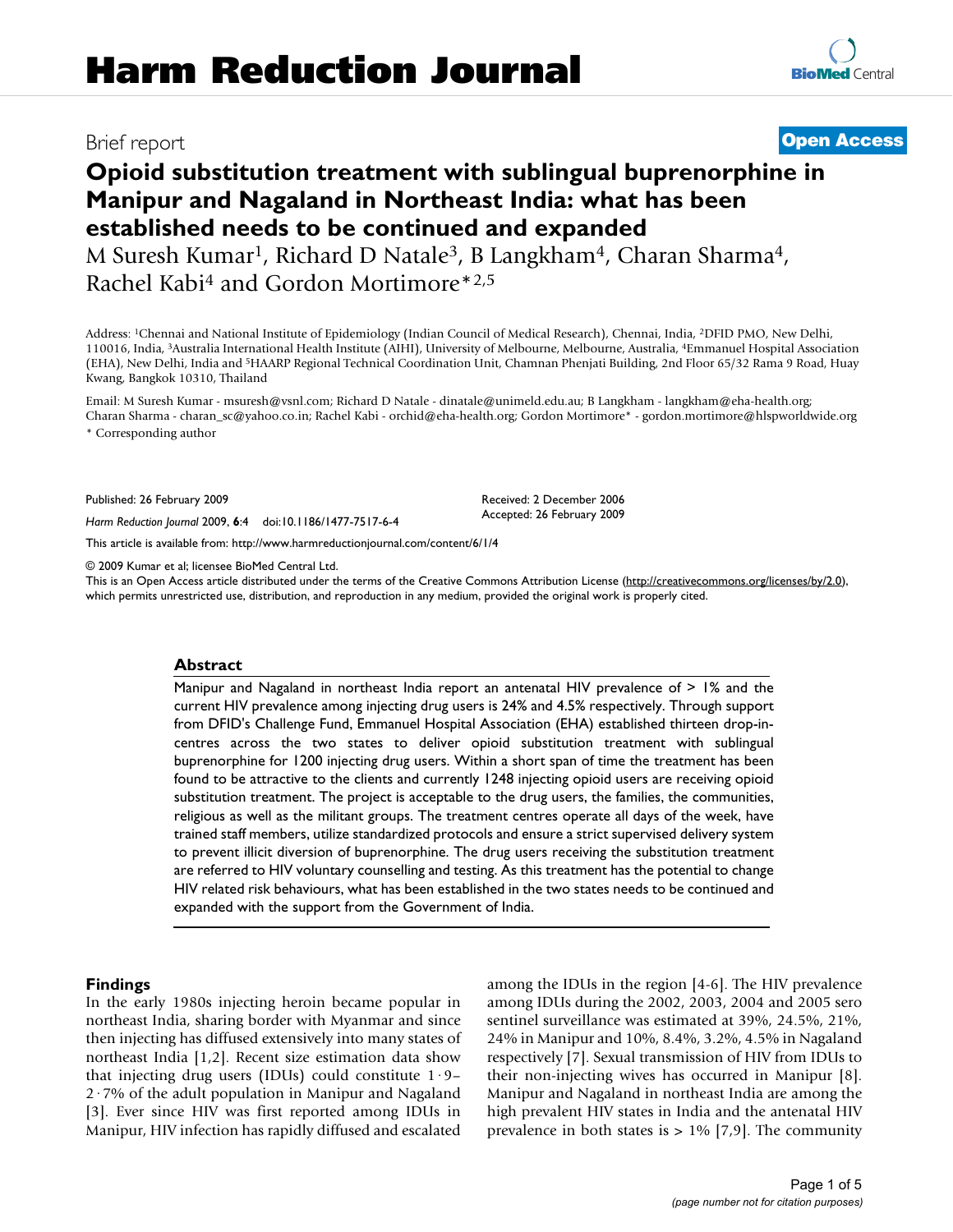# Harm Reduction Journal

Brief report

**Open Access**

# Opioid substitution treatment with sublingual buprenorphine in Manipur and Nagaland in Northeast India: what has been established needs to be continued and expanded

M Suresh Kumar[1], Richard D Natale[3], B Langkham[4], Charan Sharma[4], Rachel Kabi[4] and Gordon Mortimore*[2,5]

Address: [1]Chennai and National Institute of Epidemiology (Indian Council of Medical Research), Chennai, India, [2]DFID PMO, New Delhi, 110016, India, [3]Australia International Health Institute (AIHI), University of Melbourne, Melbourne, Australia, [4]Emmanuel Hospital Association (EHA), New Delhi, India and [5]HAARP Regional Technical Coordination Unit, Chamnan Phenjati Building, 2nd Floor 65/32 Rama 9 Road, Huay Kwang, Bangkok 10310, Thailand

Email: M Suresh Kumar - msuresh@vsnl.com; Richard D Natale - dinatale@unimeld.edu.au; B Langkham - langkham@eha-health.org; Charan Sharma - charan_sc@yahoo.co.in; Rachel Kabi - orchid@eha-health.org; Gordon Mortimore* - gordon.mortimore@hlspworldwide.org

* Corresponding author

Published: 26 February 2009

*Harm Reduction Journal* 2009, **6**:4 doi:10.1186/1477-7517-6-4

Received: 2 December 2006
Accepted: 26 February 2009

This article is available from: http://www.harmreductionjournal.com/content/6/1/4

© 2009 Kumar et al; licensee BioMed Central Ltd.
This is an Open Access article distributed under the terms of the Creative Commons Attribution License (http://creativecommons.org/licenses/by/2.0), which permits unrestricted use, distribution, and reproduction in any medium, provided the original work is properly cited.

## Abstract

Manipur and Nagaland in northeast India report an antenatal HIV prevalence of > 1% and the current HIV prevalence among injecting drug users is 24% and 4.5% respectively. Through support from DFID's Challenge Fund, Emmanuel Hospital Association (EHA) established thirteen drop-in-centres across the two states to deliver opioid substitution treatment with sublingual buprenorphine for 1200 injecting drug users. Within a short span of time the treatment has been found to be attractive to the clients and currently 1248 injecting opioid users are receiving opioid substitution treatment. The project is acceptable to the drug users, the families, the communities, religious as well as the militant groups. The treatment centres operate all days of the week, have trained staff members, utilize standardized protocols and ensure a strict supervised delivery system to prevent illicit diversion of buprenorphine. The drug users receiving the substitution treatment are referred to HIV voluntary counselling and testing. As this treatment has the potential to change HIV related risk behaviours, what has been established in the two states needs to be continued and expanded with the support from the Government of India.

## Findings

In the early 1980s injecting heroin became popular in northeast India, sharing border with Myanmar and since then injecting has diffused extensively into many states of northeast India [1,2]. Recent size estimation data show that injecting drug users (IDUs) could constitute 1·9–2·7% of the adult population in Manipur and Nagaland [3]. Ever since HIV was first reported among IDUs in Manipur, HIV infection has rapidly diffused and escalated among the IDUs in the region [4-6]. The HIV prevalence among IDUs during the 2002, 2003, 2004 and 2005 sero sentinel surveillance was estimated at 39%, 24.5%, 21%, 24% in Manipur and 10%, 8.4%, 3.2%, 4.5% in Nagaland respectively [7]. Sexual transmission of HIV from IDUs to their non-injecting wives has occurred in Manipur [8]. Manipur and Nagaland in northeast India are among the high prevalent HIV states in India and the antenatal HIV prevalence in both states is > 1% [7,9]. The community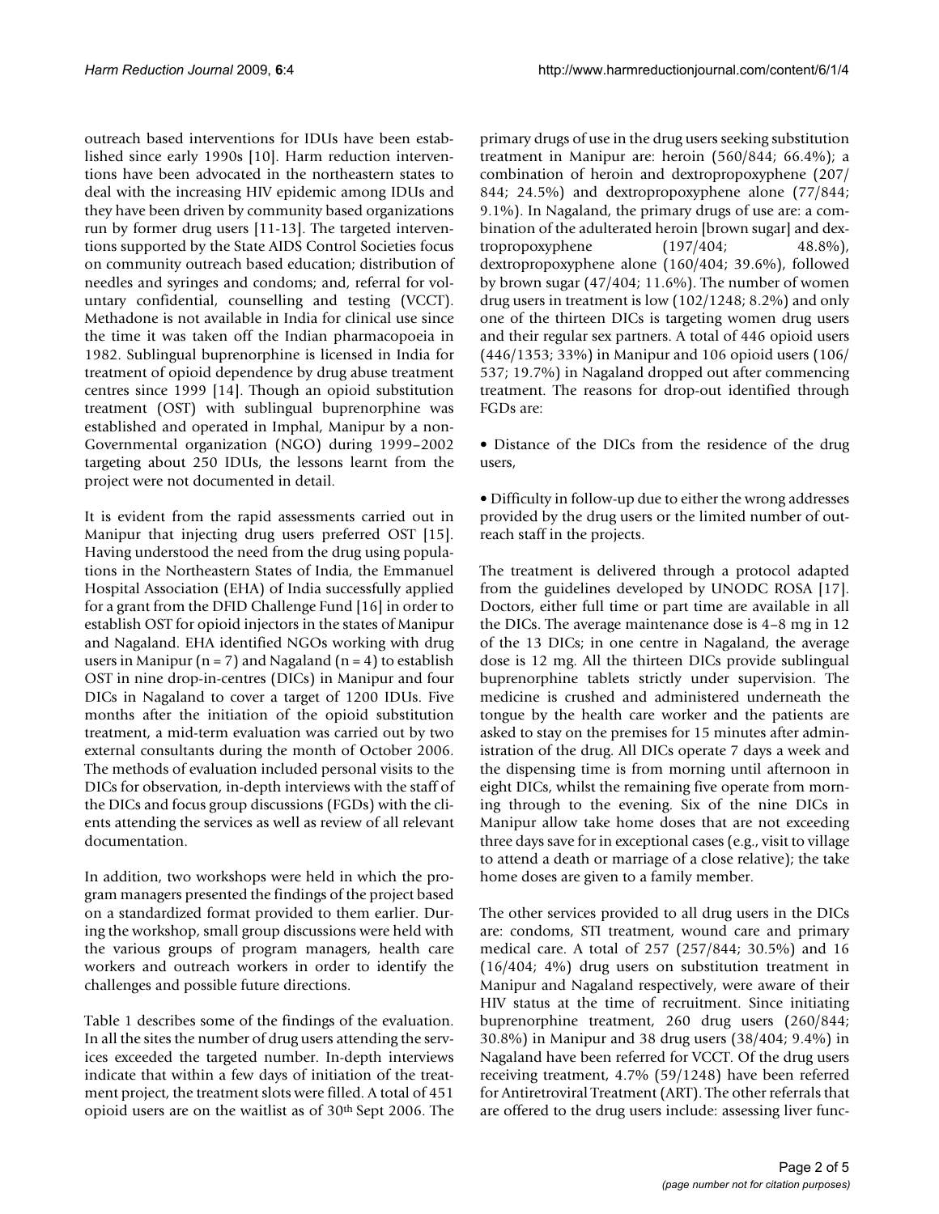outreach based interventions for IDUs have been established since early 1990s [10]. Harm reduction interventions have been advocated in the northeastern states to deal with the increasing HIV epidemic among IDUs and they have been driven by community based organizations run by former drug users [11-13]. The targeted interventions supported by the State AIDS Control Societies focus on community outreach based education; distribution of needles and syringes and condoms; and, referral for voluntary confidential, counselling and testing (VCCT). Methadone is not available in India for clinical use since the time it was taken off the Indian pharmacopoeia in 1982. Sublingual buprenorphine is licensed in India for treatment of opioid dependence by drug abuse treatment centres since 1999 [14]. Though an opioid substitution treatment (OST) with sublingual buprenorphine was established and operated in Imphal, Manipur by a non-Governmental organization (NGO) during 1999–2002 targeting about 250 IDUs, the lessons learnt from the project were not documented in detail.

It is evident from the rapid assessments carried out in Manipur that injecting drug users preferred OST [15]. Having understood the need from the drug using populations in the Northeastern States of India, the Emmanuel Hospital Association (EHA) of India successfully applied for a grant from the DFID Challenge Fund [16] in order to establish OST for opioid injectors in the states of Manipur and Nagaland. EHA identified NGOs working with drug users in Manipur (n = 7) and Nagaland (n = 4) to establish OST in nine drop-in-centres (DICs) in Manipur and four DICs in Nagaland to cover a target of 1200 IDUs. Five months after the initiation of the opioid substitution treatment, a mid-term evaluation was carried out by two external consultants during the month of October 2006. The methods of evaluation included personal visits to the DICs for observation, in-depth interviews with the staff of the DICs and focus group discussions (FGDs) with the clients attending the services as well as review of all relevant documentation.

In addition, two workshops were held in which the program managers presented the findings of the project based on a standardized format provided to them earlier. During the workshop, small group discussions were held with the various groups of program managers, health care workers and outreach workers in order to identify the challenges and possible future directions.

Table 1 describes some of the findings of the evaluation. In all the sites the number of drug users attending the services exceeded the targeted number. In-depth interviews indicate that within a few days of initiation of the treatment project, the treatment slots were filled. A total of 451 opioid users are on the waitlist as of 30th Sept 2006. The primary drugs of use in the drug users seeking substitution treatment in Manipur are: heroin (560/844; 66.4%); a combination of heroin and dextropropoxyphene (207/844; 24.5%) and dextropropoxyphene alone (77/844; 9.1%). In Nagaland, the primary drugs of use are: a combination of the adulterated heroin [brown sugar] and dextropropoxyphene (197/404; 48.8%), dextropropoxyphene alone (160/404; 39.6%), followed by brown sugar (47/404; 11.6%). The number of women drug users in treatment is low (102/1248; 8.2%) and only one of the thirteen DICs is targeting women drug users and their regular sex partners. A total of 446 opioid users (446/1353; 33%) in Manipur and 106 opioid users (106/537; 19.7%) in Nagaland dropped out after commencing treatment. The reasons for drop-out identified through FGDs are:

- Distance of the DICs from the residence of the drug users,
- Difficulty in follow-up due to either the wrong addresses provided by the drug users or the limited number of outreach staff in the projects.

The treatment is delivered through a protocol adapted from the guidelines developed by UNODC ROSA [17]. Doctors, either full time or part time are available in all the DICs. The average maintenance dose is 4–8 mg in 12 of the 13 DICs; in one centre in Nagaland, the average dose is 12 mg. All the thirteen DICs provide sublingual buprenorphine tablets strictly under supervision. The medicine is crushed and administered underneath the tongue by the health care worker and the patients are asked to stay on the premises for 15 minutes after administration of the drug. All DICs operate 7 days a week and the dispensing time is from morning until afternoon in eight DICs, whilst the remaining five operate from morning through to the evening. Six of the nine DICs in Manipur allow take home doses that are not exceeding three days save for in exceptional cases (e.g., visit to village to attend a death or marriage of a close relative); the take home doses are given to a family member.

The other services provided to all drug users in the DICs are: condoms, STI treatment, wound care and primary medical care. A total of 257 (257/844; 30.5%) and 16 (16/404; 4%) drug users on substitution treatment in Manipur and Nagaland respectively, were aware of their HIV status at the time of recruitment. Since initiating buprenorphine treatment, 260 drug users (260/844; 30.8%) in Manipur and 38 drug users (38/404; 9.4%) in Nagaland have been referred for VCCT. Of the drug users receiving treatment, 4.7% (59/1248) have been referred for Antiretroviral Treatment (ART). The other referrals that are offered to the drug users include: assessing liver func-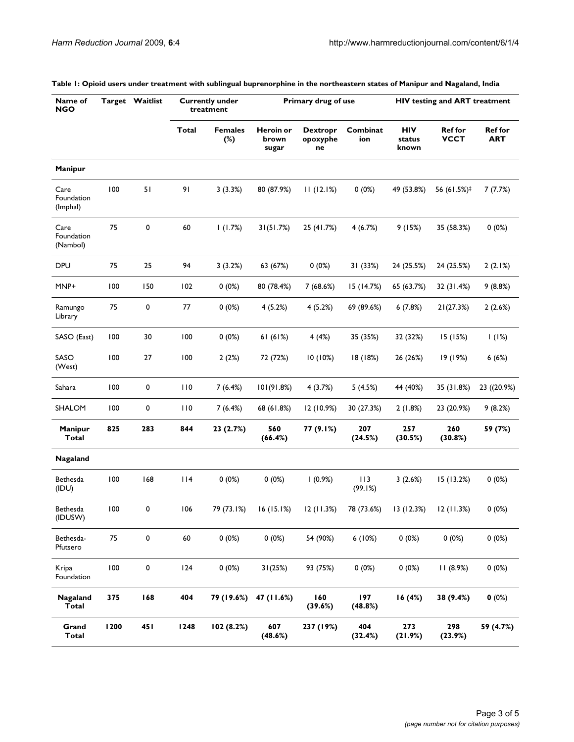**Table 1: Opioid users under treatment with sublingual buprenorphine in the northeastern states of Manipur and Nagaland, India**

| Name of NGO | Target | Waitlist | Currently under treatment | | Primary drug of use | | | HIV testing and ART treatment | | |
|---|---|---|---|---|---|---|---|---|---|---|
| | | | Total | Females (%) | Heroin or brown sugar | Dextropropoxyphene | Combination | HIV status known | Ref for VCCT | Ref for ART |
| **Manipur** | | | | | | | | | | |
| Care Foundation (Imphal) | 100 | 51 | 91 | 3 (3.3%) | 80 (87.9%) | 11 (12.1%) | 0 (0%) | 49 (53.8%) | 56 (61.5%)‡ | 7 (7.7%) |
| Care Foundation (Nambol) | 75 | 0 | 60 | 1 (1.7%) | 31(51.7%) | 25 (41.7%) | 4 (6.7%) | 9 (15%) | 35 (58.3%) | 0 (0%) |
| DPU | 75 | 25 | 94 | 3 (3.2%) | 63 (67%) | 0 (0%) | 31 (33%) | 24 (25.5%) | 24 (25.5%) | 2 (2.1%) |
| MNP+ | 100 | 150 | 102 | 0 (0%) | 80 (78.4%) | 7 (68.6%) | 15 (14.7%) | 65 (63.7%) | 32 (31.4%) | 9 (8.8%) |
| Ramungo Library | 75 | 0 | 77 | 0 (0%) | 4 (5.2%) | 4 (5.2%) | 69 (89.6%) | 6 (7.8%) | 21(27.3%) | 2 (2.6%) |
| SASO (East) | 100 | 30 | 100 | 0 (0%) | 61 (61%) | 4 (4%) | 35 (35%) | 32 (32%) | 15 (15%) | 1 (1%) |
| SASO (West) | 100 | 27 | 100 | 2 (2%) | 72 (72%) | 10 (10%) | 18 (18%) | 26 (26%) | 19 (19%) | 6 (6%) |
| Sahara | 100 | 0 | 110 | 7 (6.4%) | 101(91.8%) | 4 (3.7%) | 5 (4.5%) | 44 (40%) | 35 (31.8%) | 23 ((20.9%) |
| SHALOM | 100 | 0 | 110 | 7 (6.4%) | 68 (61.8%) | 12 (10.9%) | 30 (27.3%) | 2 (1.8%) | 23 (20.9%) | 9 (8.2%) |
| **Manipur Total** | **825** | **283** | **844** | **23 (2.7%)** | **560 (66.4%)** | **77 (9.1%)** | **207 (24.5%)** | **257 (30.5%)** | **260 (30.8%)** | **59 (7%)** |
| **Nagaland** | | | | | | | | | | |
| Bethesda (IDU) | 100 | 168 | 114 | 0 (0%) | 0 (0%) | 1 (0.9%) | 113 (99.1%) | 3 (2.6%) | 15 (13.2%) | 0 (0%) |
| Bethesda (IDUSW) | 100 | 0 | 106 | 79 (73.1%) | 16 (15.1%) | 12 (11.3%) | 78 (73.6%) | 13 (12.3%) | 12 (11.3%) | 0 (0%) |
| Bethesda-Pfutsero | 75 | 0 | 60 | 0 (0%) | 0 (0%) | 54 (90%) | 6 (10%) | 0 (0%) | 0 (0%) | 0 (0%) |
| Kripa Foundation | 100 | 0 | 124 | 0 (0%) | 31(25%) | 93 (75%) | 0 (0%) | 0 (0%) | 11 (8.9%) | 0 (0%) |
| **Nagaland Total** | **375** | **168** | **404** | **79 (19.6%)** | **47 (11.6%)** | **160 (39.6%)** | **197 (48.8%)** | **16 (4%)** | **38 (9.4%)** | **0** (0%) |
| **Grand Total** | **1200** | **451** | **1248** | **102 (8.2%)** | **607 (48.6%)** | **237 (19%)** | **404 (32.4%)** | **273 (21.9%)** | **298 (23.9%)** | **59 (4.7%)** |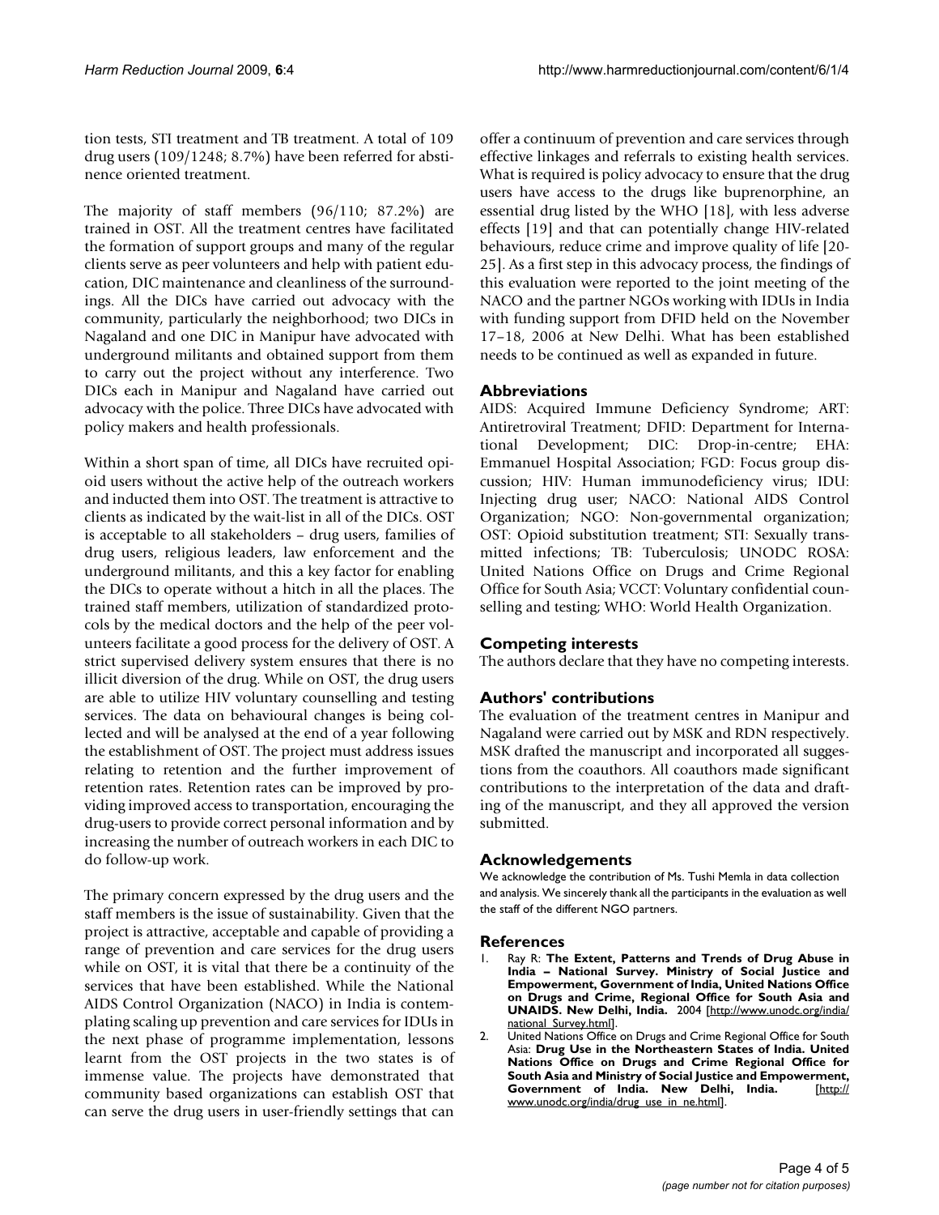tion tests, STI treatment and TB treatment. A total of 109 drug users (109/1248; 8.7%) have been referred for abstinence oriented treatment.

The majority of staff members (96/110; 87.2%) are trained in OST. All the treatment centres have facilitated the formation of support groups and many of the regular clients serve as peer volunteers and help with patient education, DIC maintenance and cleanliness of the surroundings. All the DICs have carried out advocacy with the community, particularly the neighborhood; two DICs in Nagaland and one DIC in Manipur have advocated with underground militants and obtained support from them to carry out the project without any interference. Two DICs each in Manipur and Nagaland have carried out advocacy with the police. Three DICs have advocated with policy makers and health professionals.

Within a short span of time, all DICs have recruited opioid users without the active help of the outreach workers and inducted them into OST. The treatment is attractive to clients as indicated by the wait-list in all of the DICs. OST is acceptable to all stakeholders – drug users, families of drug users, religious leaders, law enforcement and the underground militants, and this a key factor for enabling the DICs to operate without a hitch in all the places. The trained staff members, utilization of standardized protocols by the medical doctors and the help of the peer volunteers facilitate a good process for the delivery of OST. A strict supervised delivery system ensures that there is no illicit diversion of the drug. While on OST, the drug users are able to utilize HIV voluntary counselling and testing services. The data on behavioural changes is being collected and will be analysed at the end of a year following the establishment of OST. The project must address issues relating to retention and the further improvement of retention rates. Retention rates can be improved by providing improved access to transportation, encouraging the drug-users to provide correct personal information and by increasing the number of outreach workers in each DIC to do follow-up work.

The primary concern expressed by the drug users and the staff members is the issue of sustainability. Given that the project is attractive, acceptable and capable of providing a range of prevention and care services for the drug users while on OST, it is vital that there be a continuity of the services that have been established. While the National AIDS Control Organization (NACO) in India is contemplating scaling up prevention and care services for IDUs in the next phase of programme implementation, lessons learnt from the OST projects in the two states is of immense value. The projects have demonstrated that community based organizations can establish OST that can serve the drug users in user-friendly settings that can offer a continuum of prevention and care services through effective linkages and referrals to existing health services. What is required is policy advocacy to ensure that the drug users have access to the drugs like buprenorphine, an essential drug listed by the WHO [18], with less adverse effects [19] and that can potentially change HIV-related behaviours, reduce crime and improve quality of life [20-25]. As a first step in this advocacy process, the findings of this evaluation were reported to the joint meeting of the NACO and the partner NGOs working with IDUs in India with funding support from DFID held on the November 17–18, 2006 at New Delhi. What has been established needs to be continued as well as expanded in future.

## Abbreviations

AIDS: Acquired Immune Deficiency Syndrome; ART: Antiretroviral Treatment; DFID: Department for International Development; DIC: Drop-in-centre; EHA: Emmanuel Hospital Association; FGD: Focus group discussion; HIV: Human immunodeficiency virus; IDU: Injecting drug user; NACO: National AIDS Control Organization; NGO: Non-governmental organization; OST: Opioid substitution treatment; STI: Sexually transmitted infections; TB: Tuberculosis; UNODC ROSA: United Nations Office on Drugs and Crime Regional Office for South Asia; VCCT: Voluntary confidential counselling and testing; WHO: World Health Organization.

## Competing interests

The authors declare that they have no competing interests.

## Authors' contributions

The evaluation of the treatment centres in Manipur and Nagaland were carried out by MSK and RDN respectively. MSK drafted the manuscript and incorporated all suggestions from the coauthors. All coauthors made significant contributions to the interpretation of the data and drafting of the manuscript, and they all approved the version submitted.

## Acknowledgements

We acknowledge the contribution of Ms. Tushi Memla in data collection and analysis. We sincerely thank all the participants in the evaluation as well the staff of the different NGO partners.

## References

1. Ray R: **The Extent, Patterns and Trends of Drug Abuse in India – National Survey. Ministry of Social Justice and Empowerment, Government of India, United Nations Office on Drugs and Crime, Regional Office for South Asia and UNAIDS. New Delhi, India.** 2004 [http://www.unodc.org/india/national_Survey.html].
2. United Nations Office on Drugs and Crime Regional Office for South Asia: **Drug Use in the Northeastern States of India. United Nations Office on Drugs and Crime Regional Office for South Asia and Ministry of Social Justice and Empowerment, Government of India. New Delhi, India.** [http://www.unodc.org/india/drug_use_in_ne.html].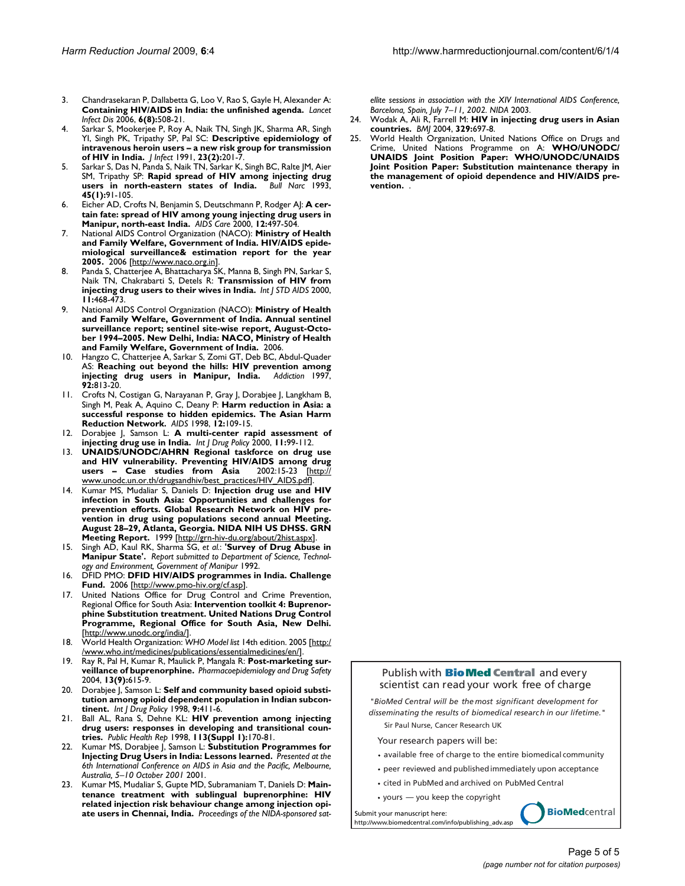3. Chandrasekaran P, Dallabetta G, Loo V, Rao S, Gayle H, Alexander A: **Containing HIV/AIDS in India: the unfinished agenda.** *Lancet Infect Dis* 2006, **6(8):**508-21.
4. Sarkar S, Mookerjee P, Roy A, Naik TN, Singh JK, Sharma AR, Singh YI, Singh PK, Tripathy SP, Pal SC: **Descriptive epidemiology of intravenous heroin users – a new risk group for transmission of HIV in India.** *J Infect* 1991, **23(2):**201-7.
5. Sarkar S, Das N, Panda S, Naik TN, Sarkar K, Singh BC, Ralte JM, Aier SM, Tripathy SP: **Rapid spread of HIV among injecting drug users in north-eastern states of India.** *Bull Narc* 1993, **45(1):**91-105.
6. Eicher AD, Crofts N, Benjamin S, Deutschmann P, Rodger AJ: **A certain fate: spread of HIV among young injecting drug users in Manipur, north-east India.** *AIDS Care* 2000, **12:**497-504.
7. National AIDS Control Organization (NACO): **Ministry of Health and Family Welfare, Government of India. HIV/AIDS epidemiological surveillance& estimation report for the year 2005.** 2006 [http://www.naco.org.in].
8. Panda S, Chatterjee A, Bhattacharya SK, Manna B, Singh PN, Sarkar S, Naik TN, Chakrabarti S, Detels R: **Transmission of HIV from injecting drug users to their wives in India.** *Int J STD AIDS* 2000, **11:**468-473.
9. National AIDS Control Organization (NACO): **Ministry of Health and Family Welfare, Government of India. Annual sentinel surveillance report; sentinel site-wise report, August-October 1994–2005. New Delhi, India: NACO, Ministry of Health and Family Welfare, Government of India.** 2006.
10. Hangzo C, Chatterjee A, Sarkar S, Zomi GT, Deb BC, Abdul-Quader AS: **Reaching out beyond the hills: HIV prevention among injecting drug users in Manipur, India.** *Addiction* 1997, **92:**813-20.
11. Crofts N, Costigan G, Narayanan P, Gray J, Dorabjee J, Langkham B, Singh M, Peak A, Aquino C, Deany P: **Harm reduction in Asia: a successful response to hidden epidemics. The Asian Harm Reduction Network.** *AIDS* 1998, **12:**109-15.
12. Dorabjee J, Samson L: **A multi-center rapid assessment of injecting drug use in India.** *Int J Drug Policy* 2000, **11:**99-112.
13. **UNAIDS/UNODC/AHRN Regional taskforce on drug use and HIV vulnerability. Preventing HIV/AIDS among drug users – Case studies from Asia** 2002:15-23 [http://www.unodc.un.or.th/drugsandhiv/best_practices/HIV_AIDS.pdf].
14. Kumar MS, Mudaliar S, Daniels D: **Injection drug use and HIV infection in South Asia: Opportunities and challenges for prevention efforts. Global Research Network on HIV prevention in drug using populations second annual Meeting. August 28–29, Atlanta, Georgia. NIDA NIH US DHSS. GRN Meeting Report.** 1999 [http://grn-hiv-du.org/about/2hist.aspx].
15. Singh AD, Kaul RK, Sharma SG, *et al.*: **'Survey of Drug Abuse in Manipur State'.** *Report submitted to Department of Science, Technology and Environment, Government of Manipur* 1992.
16. DFID PMO: **DFID HIV/AIDS programmes in India. Challenge Fund.** 2006 [http://www.pmo-hiv.org/cf.asp].
17. United Nations Office for Drug Control and Crime Prevention, Regional Office for South Asia: **Intervention toolkit 4: Buprenorphine Substitution treatment. United Nations Drug Control Programme, Regional Office for South Asia, New Delhi.** [http://www.unodc.org/india/].
18. World Health Organization: *WHO Model list* 14th edition. 2005 [http://www.who.int/medicines/publications/essentialmedicines/en/].
19. Ray R, Pal H, Kumar R, Maulick P, Mangala R: **Post-marketing surveillance of buprenorphine.** *Pharmacoepidemiology and Drug Safety* 2004, **13(9):**615-9.
20. Dorabjee J, Samson L: **Self and community based opioid substitution among opioid dependent population in Indian subcontinent.** *Int J Drug Policy* 1998, **9:**411-6.
21. Ball AL, Rana S, Dehne KL: **HIV prevention among injecting drug users: responses in developing and transitional countries.** *Public Health Rep* 1998, **113(Suppl 1):**170-81.
22. Kumar MS, Dorabjee J, Samson L: **Substitution Programmes for Injecting Drug Users in India: Lessons learned.** *Presented at the 6th International Conference on AIDS in Asia and the Pacific, Melbourne, Australia, 5–10 October 2001* 2001.
23. Kumar MS, Mudaliar S, Gupte MD, Subramaniam T, Daniels D: **Maintenance treatment with sublingual buprenorphine: HIV related injection risk behaviour change among injection opiate users in Chennai, India.** *Proceedings of the NIDA-sponsored satellite sessions in association with the XIV International AIDS Conference, Barcelona, Spain, July 7–11, 2002. NIDA* 2003.
24. Wodak A, Ali R, Farrell M: **HIV in injecting drug users in Asian countries.** *BMJ* 2004, **329:**697-8.
25. World Health Organization, United Nations Office on Drugs and Crime, United Nations Programme on A: **WHO/UNODC/UNAIDS Joint Position Paper: WHO/UNODC/UNAIDS Joint Position Paper: Substitution maintenance therapy in the management of opioid dependence and HIV/AIDS prevention.** .

Publish with **BioMed Central** and every scientist can read your work free of charge

*"BioMed Central will be the most significant development for disseminating the results of biomedical research in our lifetime."*
Sir Paul Nurse, Cancer Research UK

Your research papers will be:

- available free of charge to the entire biomedical community
- peer reviewed and published immediately upon acceptance
- cited in PubMed and archived on PubMed Central
- yours — you keep the copyright

Submit your manuscript here:
http://www.biomedcentral.com/info/publishing_adv.asp

BioMedcentral